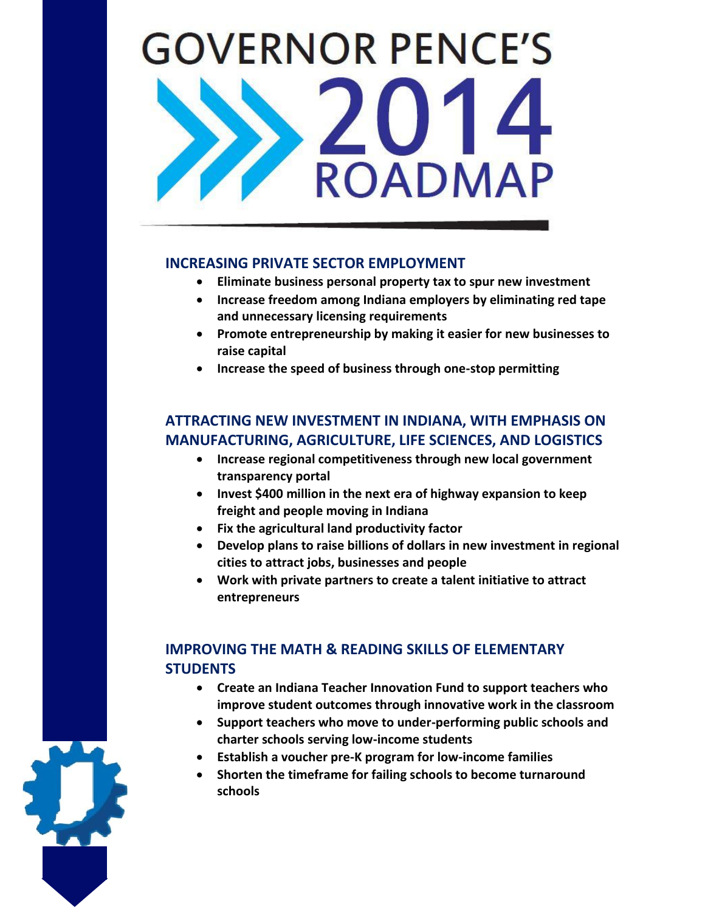# GOVERNOR PENCE'S 2014 ROADMAP

## INCREASING PRIVATE SECTOR EMPLOYMENT

- **Eliminate business personal property tax to spur new investment**
- **Increase freedom among Indiana employers by eliminating red tape and unnecessary licensing requirements**
- **Promote entrepreneurship by making it easier for new businesses to raise capital**
- **Increase the speed of business through one-stop permitting**

## ATTRACTING NEW INVESTMENT IN INDIANA, WITH EMPHASIS ON MANUFACTURING, AGRICULTURE, LIFE SCIENCES, AND LOGISTICS

- **Increase regional competitiveness through new local government transparency portal**
- **Invest $400 million in the next era of highway expansion to keep freight and people moving in Indiana**
- **Fix the agricultural land productivity factor**
- **Develop plans to raise billions of dollars in new investment in regional cities to attract jobs, businesses and people**
- **Work with private partners to create a talent initiative to attract entrepreneurs**

## IMPROVING THE MATH & READING SKILLS OF ELEMENTARY STUDENTS

- **Create an Indiana Teacher Innovation Fund to support teachers who improve student outcomes through innovative work in the classroom**
- **Support teachers who move to under-performing public schools and charter schools serving low-income students**
- **Establish a voucher pre-K program for low-income families**
- **Shorten the timeframe for failing schools to become turnaround schools**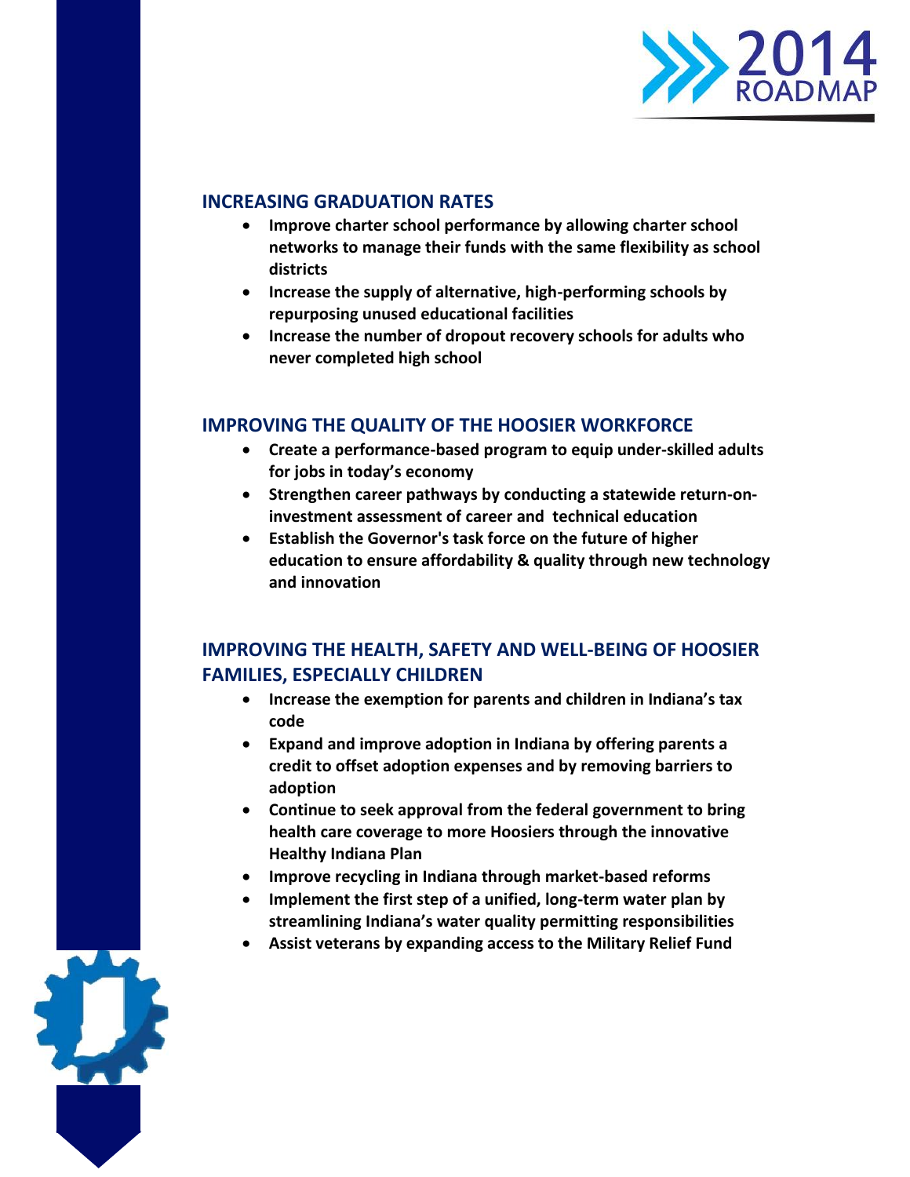## INCREASING GRADUATION RATES

- **Improve charter school performance by allowing charter school networks to manage their funds with the same flexibility as school districts**
- **Increase the supply of alternative, high-performing schools by repurposing unused educational facilities**
- **Increase the number of dropout recovery schools for adults who never completed high school**

## IMPROVING THE QUALITY OF THE HOOSIER WORKFORCE

- **Create a performance-based program to equip under-skilled adults for jobs in today's economy**
- **Strengthen career pathways by conducting a statewide return-on-investment assessment of career and technical education**
- **Establish the Governor's task force on the future of higher education to ensure affordability & quality through new technology and innovation**

## IMPROVING THE HEALTH, SAFETY AND WELL-BEING OF HOOSIER FAMILIES, ESPECIALLY CHILDREN

- **Increase the exemption for parents and children in Indiana's tax code**
- **Expand and improve adoption in Indiana by offering parents a credit to offset adoption expenses and by removing barriers to adoption**
- **Continue to seek approval from the federal government to bring health care coverage to more Hoosiers through the innovative Healthy Indiana Plan**
- **Improve recycling in Indiana through market-based reforms**
- **Implement the first step of a unified, long-term water plan by streamlining Indiana's water quality permitting responsibilities**
- **Assist veterans by expanding access to the Military Relief Fund**